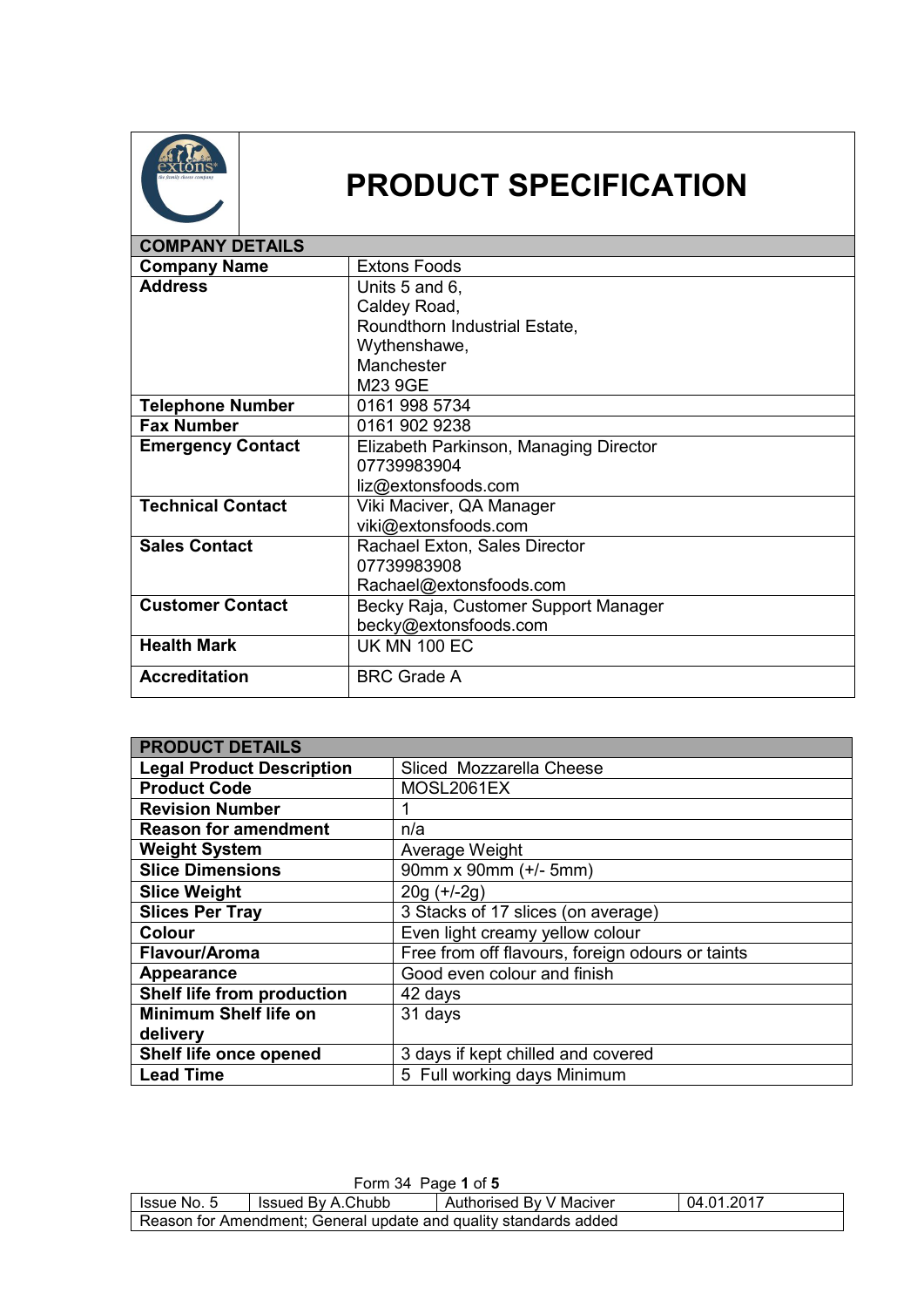# PRODUCT SPECIFICATION

| COMPANY DETAILS | |
|---|---|
| **Company Name** | Extons Foods |
| **Address** | Units 5 and 6,<br>Caldey Road,<br>Roundthorn Industrial Estate,<br>Wythenshawe,<br>Manchester<br>M23 9GE |
| **Telephone Number** | 0161 998 5734 |
| **Fax Number** | 0161 902 9238 |
| **Emergency Contact** | Elizabeth Parkinson, Managing Director<br>07739983904<br>liz@extonsfoods.com |
| **Technical Contact** | Viki Maciver, QA Manager<br>viki@extonsfoods.com |
| **Sales Contact** | Rachael Exton, Sales Director<br>07739983908<br>Rachael@extonsfoods.com |
| **Customer Contact** | Becky Raja, Customer Support Manager<br>becky@extonsfoods.com |
| **Health Mark** | UK MN 100 EC |
| **Accreditation** | BRC Grade A |

| PRODUCT DETAILS | |
|---|---|
| **Legal Product Description** | Sliced Mozzarella Cheese |
| **Product Code** | MOSL2061EX |
| **Revision Number** | 1 |
| **Reason for amendment** | n/a |
| **Weight System** | Average Weight |
| **Slice Dimensions** | 90mm x 90mm (+/- 5mm) |
| **Slice Weight** | 20g (+/-2g) |
| **Slices Per Tray** | 3 Stacks of 17 slices (on average) |
| **Colour** | Even light creamy yellow colour |
| **Flavour/Aroma** | Free from off flavours, foreign odours or taints |
| **Appearance** | Good even colour and finish |
| **Shelf life from production** | 42 days |
| **Minimum Shelf life on delivery** | 31 days |
| **Shelf life once opened** | 3 days if kept chilled and covered |
| **Lead Time** | 5 Full working days Minimum |

Form 34

| Issue No. 5 | Issued By A.Chubb | Authorised By V Maciver | 04.01.2017 |
|---|---|---|---|
| Reason for Amendment; General update and quality standards added | | | |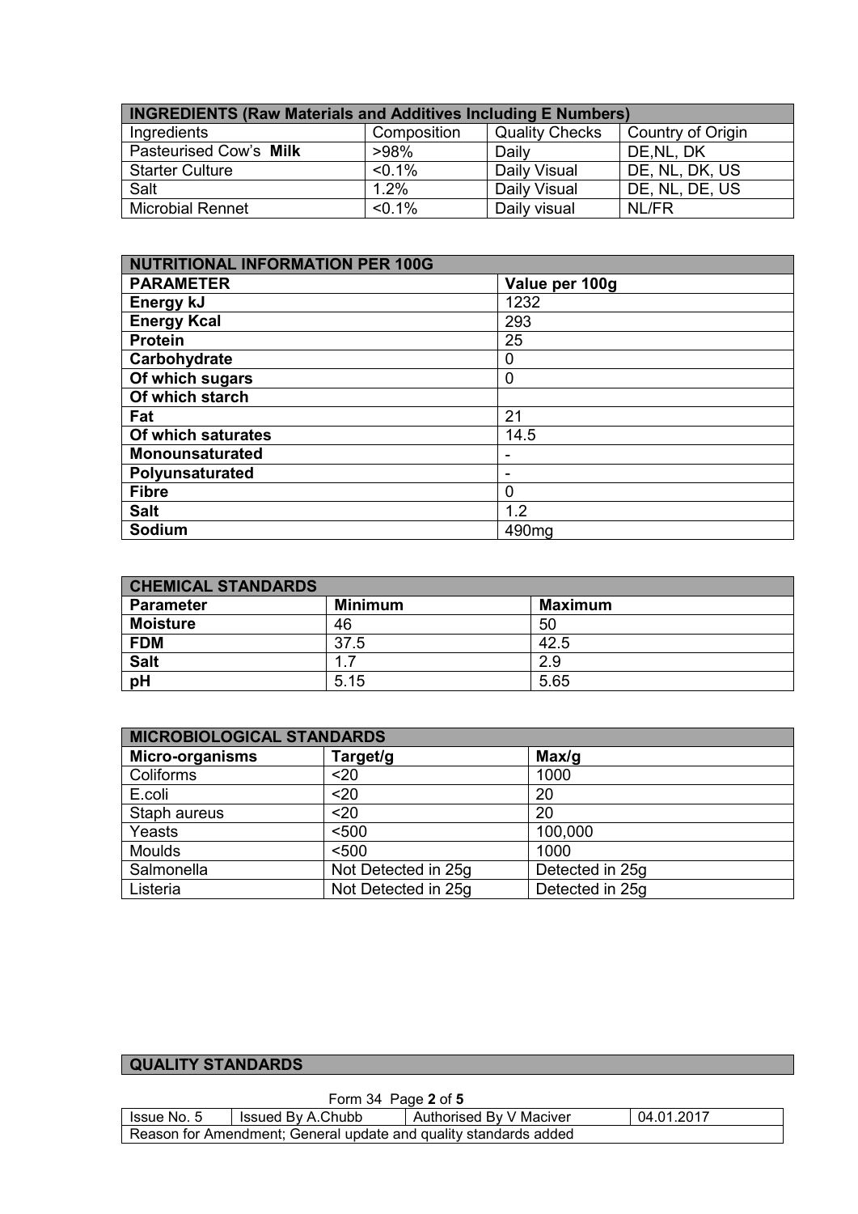| INGREDIENTS (Raw Materials and Additives Including E Numbers) | | | |
|---|---|---|---|
| Ingredients | Composition | Quality Checks | Country of Origin |
| Pasteurised Cow's **Milk** | >98% | Daily | DE,NL, DK |
| Starter Culture | <0.1% | Daily Visual | DE, NL, DK, US |
| Salt | 1.2% | Daily Visual | DE, NL, DE, US |
| Microbial Rennet | <0.1% | Daily visual | NL/FR |

| NUTRITIONAL INFORMATION PER 100G | |
|---|---|
| **PARAMETER** | **Value per 100g** |
| **Energy kJ** | 1232 |
| **Energy Kcal** | 293 |
| **Protein** | 25 |
| **Carbohydrate** | 0 |
| **Of which sugars** | 0 |
| **Of which starch** | |
| **Fat** | 21 |
| **Of which saturates** | 14.5 |
| **Monounsaturated** | - |
| **Polyunsaturated** | - |
| **Fibre** | 0 |
| **Salt** | 1.2 |
| **Sodium** | 490mg |

| CHEMICAL STANDARDS | | |
|---|---|---|
| **Parameter** | **Minimum** | **Maximum** |
| **Moisture** | 46 | 50 |
| **FDM** | 37.5 | 42.5 |
| **Salt** | 1.7 | 2.9 |
| **pH** | 5.15 | 5.65 |

| MICROBIOLOGICAL STANDARDS | | |
|---|---|---|
| **Micro-organisms** | **Target/g** | **Max/g** |
| Coliforms | <20 | 1000 |
| E.coli | <20 | 20 |
| Staph aureus | <20 | 20 |
| Yeasts | <500 | 100,000 |
| Moulds | <500 | 1000 |
| Salmonella | Not Detected in 25g | Detected in 25g |
| Listeria | Not Detected in 25g | Detected in 25g |

| QUALITY STANDARDS |
|---|

Form 34

| Issue No. 5 | Issued By A.Chubb | Authorised By V Maciver | 04.01.2017 |
|---|---|---|---|
| Reason for Amendment; General update and quality standards added | | | |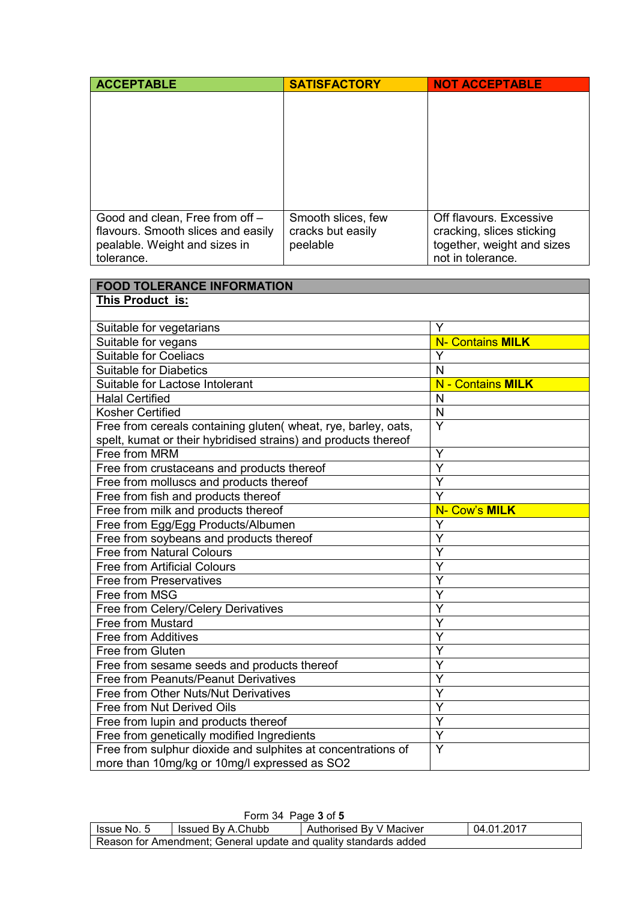| ACCEPTABLE | SATISFACTORY | NOT ACCEPTABLE |
| --- | --- | --- |
| | | |
| Good and clean, Free from off – flavours. Smooth slices and easily pealable. Weight and sizes in tolerance. | Smooth slices, few cracks but easily peelable | Off flavours. Excessive cracking, slices sticking together, weight and sizes not in tolerance. |

| FOOD TOLERANCE INFORMATION | |
| --- | --- |
| **<u>This Product is:</u>** | |
| Suitable for vegetarians | Y |
| Suitable for vegans | N- Contains **MILK** |
| Suitable for Coeliacs | Y |
| Suitable for Diabetics | N |
| Suitable for Lactose Intolerant | N - Contains **MILK** |
| Halal Certified | N |
| Kosher Certified | N |
| Free from cereals containing gluten( wheat, rye, barley, oats, spelt, kumat or their hybridised strains) and products thereof | Y |
| Free from MRM | Y |
| Free from crustaceans and products thereof | Y |
| Free from molluscs and products thereof | Y |
| Free from fish and products thereof | Y |
| Free from milk and products thereof | N- Cow's **MILK** |
| Free from Egg/Egg Products/Albumen | Y |
| Free from soybeans and products thereof | Y |
| Free from Natural Colours | Y |
| Free from Artificial Colours | Y |
| Free from Preservatives | Y |
| Free from MSG | Y |
| Free from Celery/Celery Derivatives | Y |
| Free from Mustard | Y |
| Free from Additives | Y |
| Free from Gluten | Y |
| Free from sesame seeds and products thereof | Y |
| Free from Peanuts/Peanut Derivatives | Y |
| Free from Other Nuts/Nut Derivatives | Y |
| Free from Nut Derived Oils | Y |
| Free from lupin and products thereof | Y |
| Free from genetically modified Ingredients | Y |
| Free from sulphur dioxide and sulphites at concentrations of more than 10mg/kg or 10mg/l expressed as $SO_2$ | Y |

| Issue No. 5 | Issued By A.Chubb | Authorised By V Maciver | 04.01.2017 |
| --- | --- | --- | --- |
| Reason for Amendment; General update and quality standards added | | | |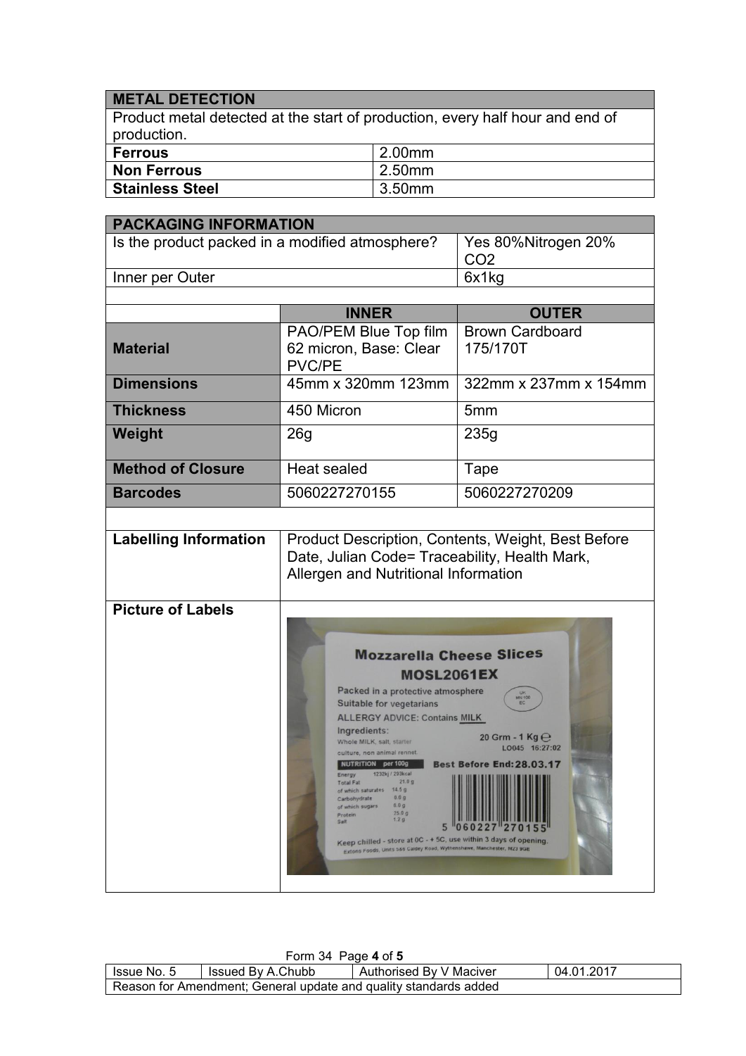| METAL DETECTION | |
| --- | --- |
| Product metal detected at the start of production, every half hour and end of production. | |
| **Ferrous** | 2.00mm |
| **Non Ferrous** | 2.50mm |
| **Stainless Steel** | 3.50mm |

| PACKAGING INFORMATION | | |
| --- | --- | --- |
| Is the product packed in a modified atmosphere? | | Yes 80%Nitrogen 20% $CO_2$ |
| Inner per Outer | | 6x1kg |
| | | |
| | **INNER** | **OUTER** |
| **Material** | PAO/PEM Blue Top film 62 micron, Base: Clear PVC/PE | Brown Cardboard 175/170T |
| **Dimensions** | 45mm x 320mm 123mm | 322mm x 237mm x 154mm |
| **Thickness** | 450 Micron | 5mm |
| **Weight** | 26g | 235g |
| **Method of Closure** | Heat sealed | Tape |
| **Barcodes** | 5060227270155 | 5060227270209 |
| | | |
| **Labelling Information** | Product Description, Contents, Weight, Best Before Date, Julian Code= Traceability, Health Mark, Allergen and Nutritional Information | |
| **Picture of Labels** | | |

| Issue No. 5 | Issued By A.Chubb | Authorised By V Maciver | 04.01.2017 |
| --- | --- | --- | --- |
| Reason for Amendment; General update and quality standards added | | | |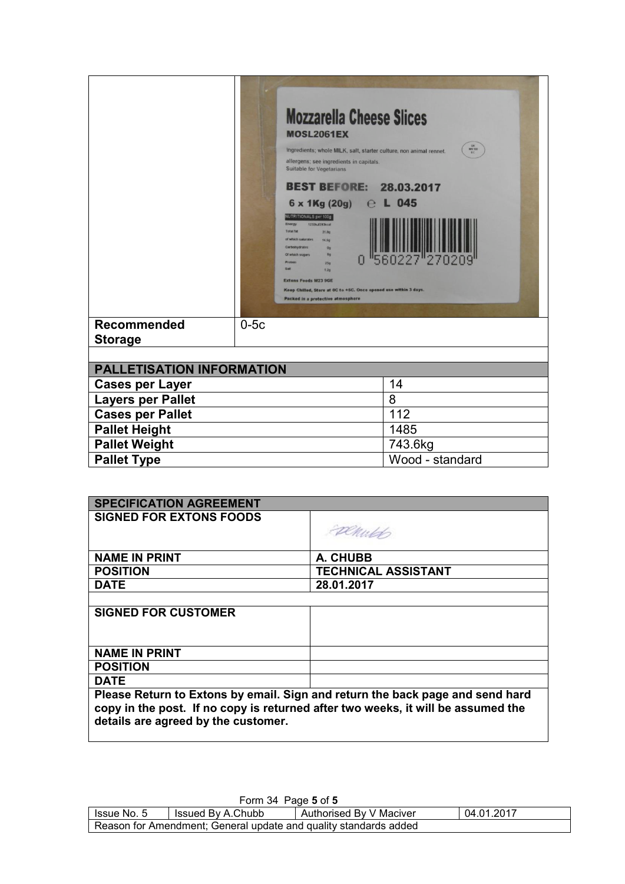| | |
|---|---|
| | Mozzarella Cheese Slices<br>MOSL2061EX<br>Ingredients; whole MILK, salt, starter culture, non animal rennet.<br>allergens; see ingredients in capitals.<br>Suitable for Vegetarians<br>BEST BEFORE: 28.03.2017<br>6 x 1Kg (20g) ℮ L 045<br>0 560227 270209<br>Extons Foods M23 9GE<br>Keep Chilled, Store at 0C to +5C. Once opened use within 3 days.<br>Packed in a protective atmosphere |
| **Recommended Storage** | 0-5c |

| **PALLETISATION INFORMATION** | |
|---|---|
| **Cases per Layer** | 14 |
| **Layers per Pallet** | 8 |
| **Cases per Pallet** | 112 |
| **Pallet Height** | 1485 |
| **Pallet Weight** | 743.6kg |
| **Pallet Type** | Wood - standard |

| **SPECIFICATION AGREEMENT** | |
|---|---|
| **SIGNED FOR EXTONS FOODS** | AChubb |
| **NAME IN PRINT** | **A. CHUBB** |
| **POSITION** | **TECHNICAL ASSISTANT** |
| **DATE** | **28.01.2017** |
| | |
| **SIGNED FOR CUSTOMER** | |
| **NAME IN PRINT** | |
| **POSITION** | |
| **DATE** | |

**Please Return to Extons by email. Sign and return the back page and send hard copy in the post. If no copy is returned after two weeks, it will be assumed the details are agreed by the customer.**

Form 34 Page **5** of **5**

| | | | |
|---|---|---|---|
| Issue No. 5 | Issued By A.Chubb | Authorised By V Maciver | 04.01.2017 |
| Reason for Amendment; General update and quality standards added | | | |